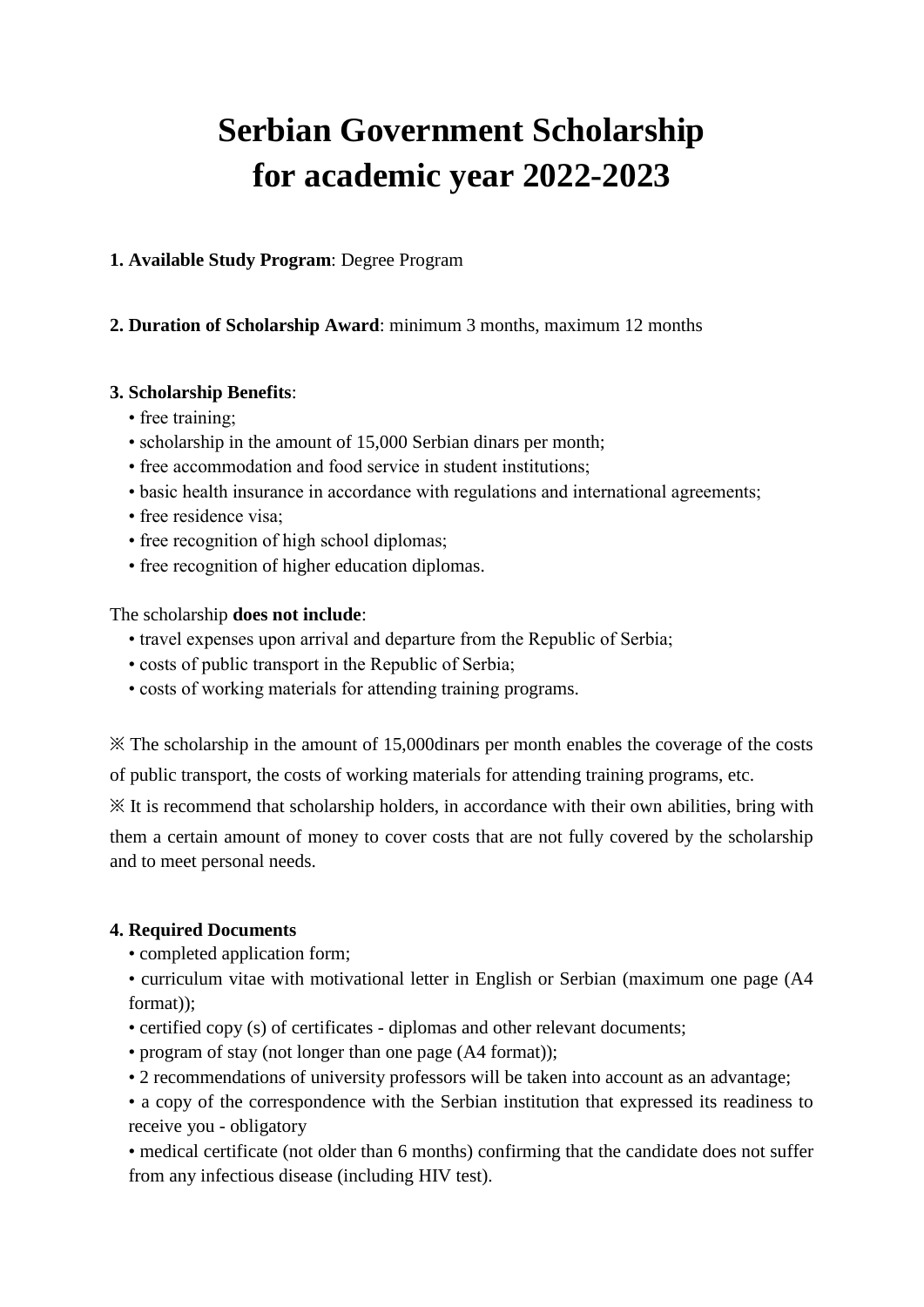# Serbian Government Scholarship for academic year 2022-2023

**1. Available Study Program**: Degree Program

**2. Duration of Scholarship Award**: minimum 3 months, maximum 12 months

**3. Scholarship Benefits**:

- free training;
- scholarship in the amount of 15,000 Serbian dinars per month;
- free accommodation and food service in student institutions;
- basic health insurance in accordance with regulations and international agreements;
- free residence visa;
- free recognition of high school diplomas;
- free recognition of higher education diplomas.

The scholarship **does not include**:

- travel expenses upon arrival and departure from the Republic of Serbia;
- costs of public transport in the Republic of Serbia;
- costs of working materials for attending training programs.

※ The scholarship in the amount of 15,000dinars per month enables the coverage of the costs of public transport, the costs of working materials for attending training programs, etc.

※ It is recommend that scholarship holders, in accordance with their own abilities, bring with them a certain amount of money to cover costs that are not fully covered by the scholarship and to meet personal needs.

**4. Required Documents**

- completed application form;
- curriculum vitae with motivational letter in English or Serbian (maximum one page (A4 format));
- certified copy (s) of certificates - diplomas and other relevant documents;
- program of stay (not longer than one page (A4 format));
- 2 recommendations of university professors will be taken into account as an advantage;
- a copy of the correspondence with the Serbian institution that expressed its readiness to receive you - obligatory
- medical certificate (not older than 6 months) confirming that the candidate does not suffer from any infectious disease (including HIV test).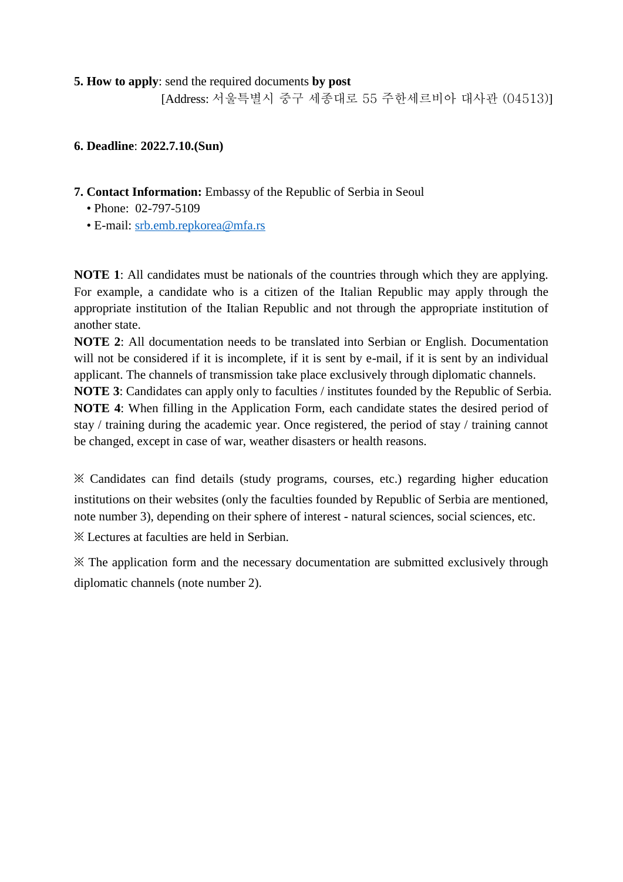**5. How to apply**: send the required documents **by post**

[Address: 서울특별시 중구 세종대로 55 주한세르비아 대사관 (04513)]

**6. Deadline**: **2022.7.10.(Sun)**

**7. Contact Information:** Embassy of the Republic of Serbia in Seoul

- Phone: 02-797-5109
- E-mail: srb.emb.repkorea@mfa.rs

**NOTE 1**: All candidates must be nationals of the countries through which they are applying. For example, a candidate who is a citizen of the Italian Republic may apply through the appropriate institution of the Italian Republic and not through the appropriate institution of another state.

**NOTE 2**: All documentation needs to be translated into Serbian or English. Documentation will not be considered if it is incomplete, if it is sent by e-mail, if it is sent by an individual applicant. The channels of transmission take place exclusively through diplomatic channels.

**NOTE 3**: Candidates can apply only to faculties / institutes founded by the Republic of Serbia.

**NOTE 4**: When filling in the Application Form, each candidate states the desired period of stay / training during the academic year. Once registered, the period of stay / training cannot be changed, except in case of war, weather disasters or health reasons.

※ Candidates can find details (study programs, courses, etc.) regarding higher education institutions on their websites (only the faculties founded by Republic of Serbia are mentioned, note number 3), depending on their sphere of interest - natural sciences, social sciences, etc.

※ Lectures at faculties are held in Serbian.

※ The application form and the necessary documentation are submitted exclusively through diplomatic channels (note number 2).